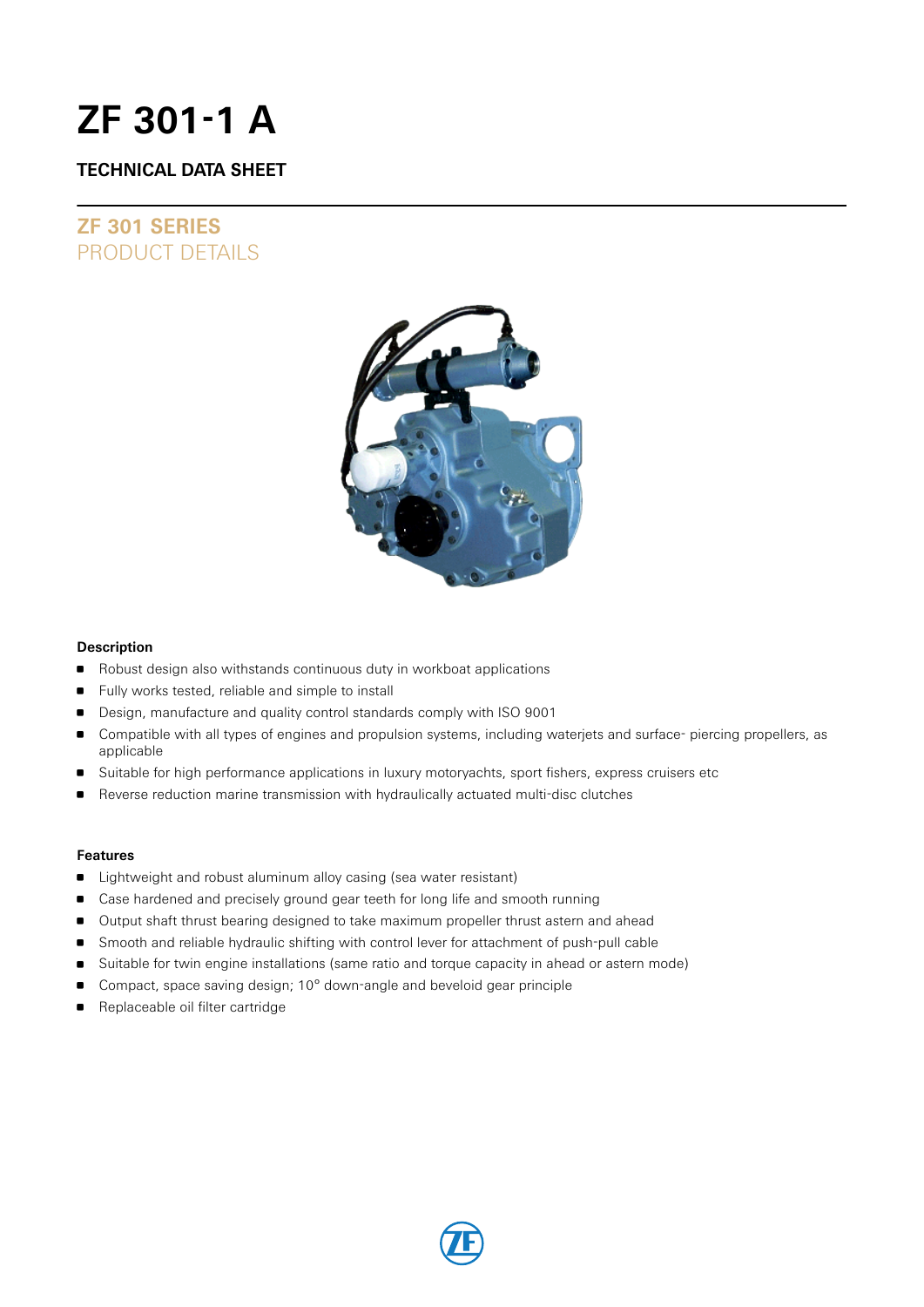# ZF 301-1 A

## TECHNICAL DATA SHEET

## ZF 301 SERIES
PRODUCT DETAILS

### Description

- Robust design also withstands continuous duty in workboat applications
- Fully works tested, reliable and simple to install
- Design, manufacture and quality control standards comply with ISO 9001
- Compatible with all types of engines and propulsion systems, including waterjets and surface- piercing propellers, as applicable
- Suitable for high performance applications in luxury motoryachts, sport fishers, express cruisers etc
- Reverse reduction marine transmission with hydraulically actuated multi-disc clutches

### Features

- Lightweight and robust aluminum alloy casing (sea water resistant)
- Case hardened and precisely ground gear teeth for long life and smooth running
- Output shaft thrust bearing designed to take maximum propeller thrust astern and ahead
- Smooth and reliable hydraulic shifting with control lever for attachment of push-pull cable
- Suitable for twin engine installations (same ratio and torque capacity in ahead or astern mode)
- Compact, space saving design; 10° down-angle and beveloid gear principle
- Replaceable oil filter cartridge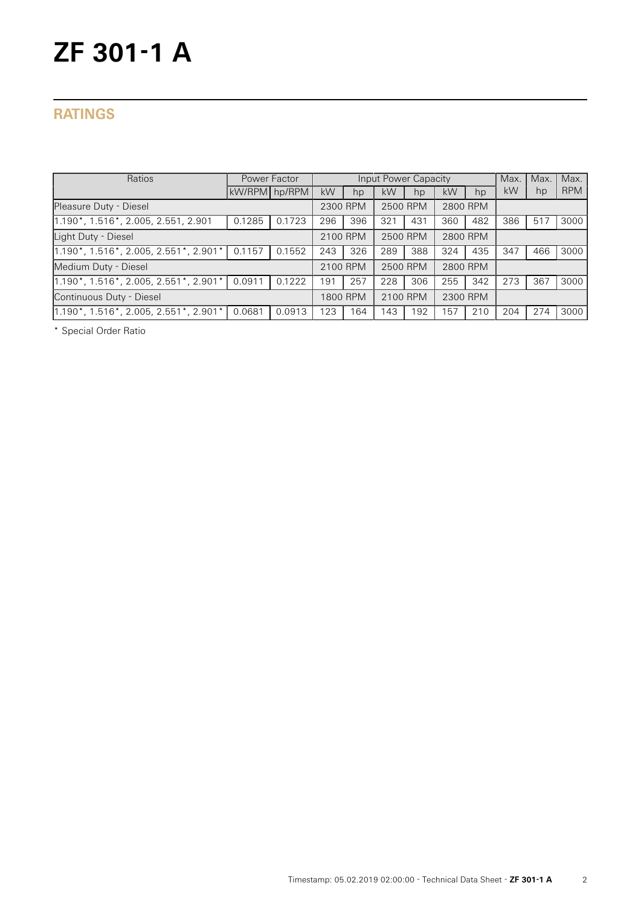# ZF 301-1 A

## RATINGS

| Ratios | Power Factor | | Input Power Capacity | | | | | | Max. | Max. | Max. |
|---|---|---|---|---|---|---|---|---|---|---|---|
| | kW/RPM | hp/RPM | kW | hp | kW | hp | kW | hp | kW | hp | RPM |
| Pleasure Duty - Diesel | | | 2300 RPM | | 2500 RPM | | 2800 RPM | | | | |
| 1.190*, 1.516*, 2.005, 2.551, 2.901 | 0.1285 | 0.1723 | 296 | 396 | 321 | 431 | 360 | 482 | 386 | 517 | 3000 |
| Light Duty - Diesel | | | 2100 RPM | | 2500 RPM | | 2800 RPM | | | | |
| 1.190*, 1.516*, 2.005, 2.551*, 2.901* | 0.1157 | 0.1552 | 243 | 326 | 289 | 388 | 324 | 435 | 347 | 466 | 3000 |
| Medium Duty - Diesel | | | 2100 RPM | | 2500 RPM | | 2800 RPM | | | | |
| 1.190*, 1.516*, 2.005, 2.551*, 2.901* | 0.0911 | 0.1222 | 191 | 257 | 228 | 306 | 255 | 342 | 273 | 367 | 3000 |
| Continuous Duty - Diesel | | | 1800 RPM | | 2100 RPM | | 2300 RPM | | | | |
| 1.190*, 1.516*, 2.005, 2.551*, 2.901* | 0.0681 | 0.0913 | 123 | 164 | 143 | 192 | 157 | 210 | 204 | 274 | 3000 |

* Special Order Ratio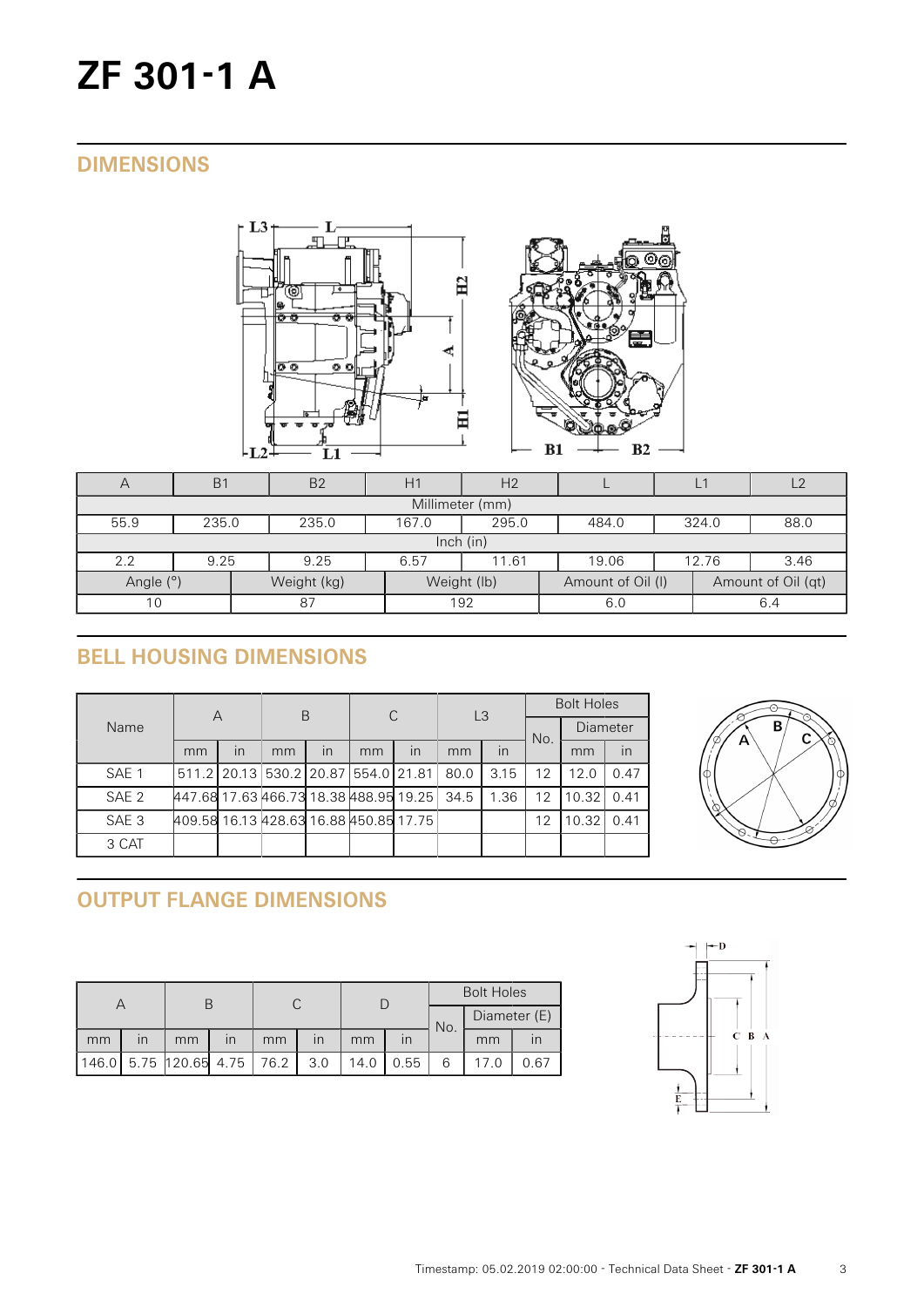# ZF 301-1 A

## DIMENSIONS

| A | B1 | B2 | H1 | H2 | L | L1 | L2 |
|---|---|---|---|---|---|---|---|
| Millimeter (mm) | | | | | | | |
| 55.9 | 235.0 | 235.0 | 167.0 | 295.0 | 484.0 | 324.0 | 88.0 |
| Inch (in) | | | | | | | |
| 2.2 | 9.25 | 9.25 | 6.57 | 11.61 | 19.06 | 12.76 | 3.46 |

| Angle (°) | Weight (kg) | Weight (lb) | Amount of Oil (l) | Amount of Oil (qt) |
|---|---|---|---|---|
| 10 | 87 | 192 | 6.0 | 6.4 |

## BELL HOUSING DIMENSIONS

| Name | A | | B | | C | | L3 | | Bolt Holes | | |
|---|---|---|---|---|---|---|---|---|---|---|---|
| | | | | | | | | | No. | Diameter | |
| | mm | in | mm | in | mm | in | mm | in | | mm | in |
| SAE 1 | 511.2 | 20.13 | 530.2 | 20.87 | 554.0 | 21.81 | 80.0 | 3.15 | 12 | 12.0 | 0.47 |
| SAE 2 | 447.68 | 17.63 | 466.73 | 18.38 | 488.95 | 19.25 | 34.5 | 1.36 | 12 | 10.32 | 0.41 |
| SAE 3 | 409.58 | 16.13 | 428.63 | 16.88 | 450.85 | 17.75 | | | 12 | 10.32 | 0.41 |
| 3 CAT | | | | | | | | | | | |

## OUTPUT FLANGE DIMENSIONS

| A | | B | | C | | D | | Bolt Holes | | |
|---|---|---|---|---|---|---|---|---|---|---|
| | | | | | | | | No. | Diameter (E) | |
| mm | in | mm | in | mm | in | mm | in | | mm | in |
| 146.0 | 5.75 | 120.65 | 4.75 | 76.2 | 3.0 | 14.0 | 0.55 | 6 | 17.0 | 0.67 |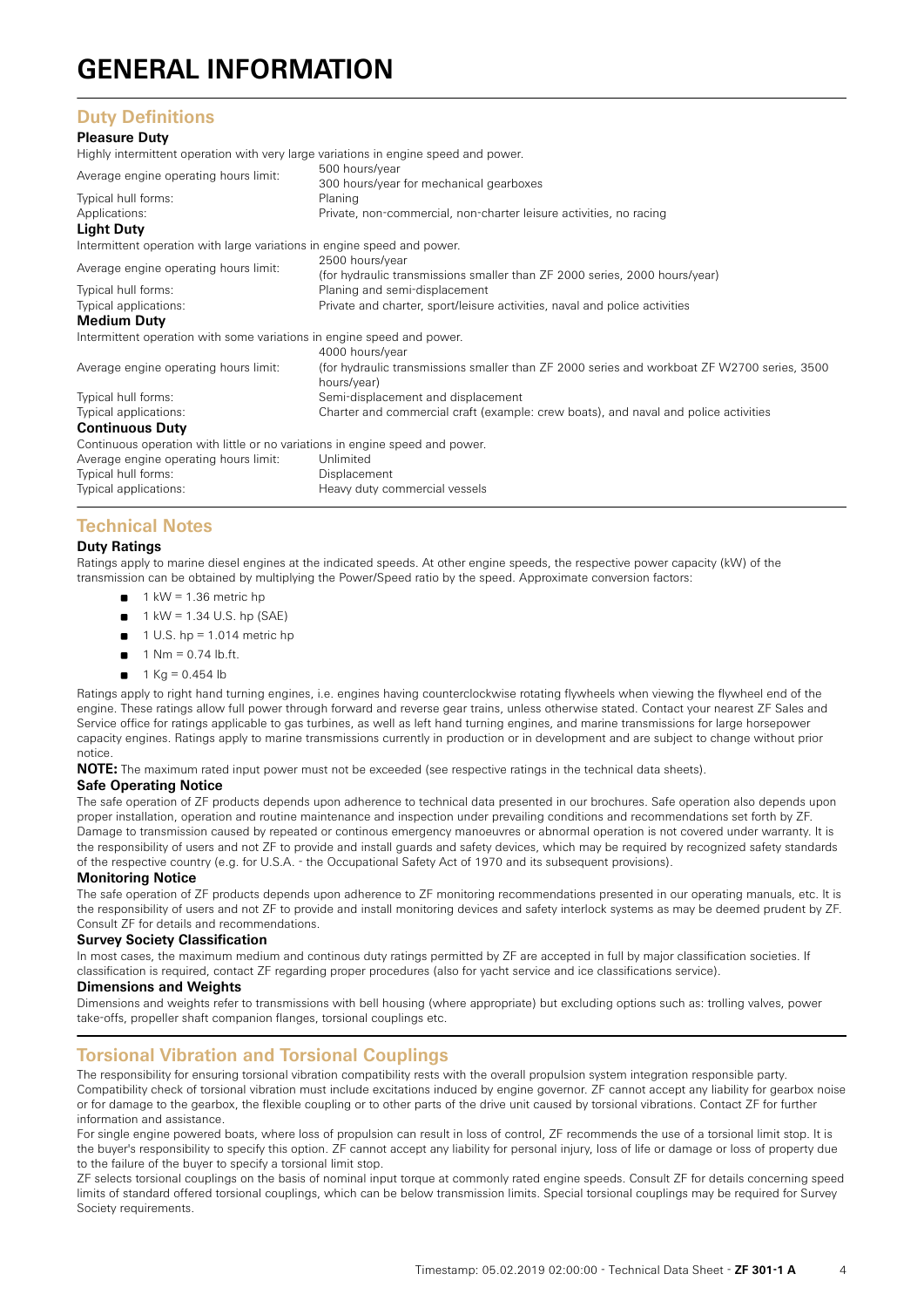# GENERAL INFORMATION

## Duty Definitions

### Pleasure Duty

Highly intermittent operation with very large variations in engine speed and power.

| | |
|---|---|
| Average engine operating hours limit: | 500 hours/year<br>300 hours/year for mechanical gearboxes |
| Typical hull forms: | Planing |
| Applications: | Private, non-commercial, non-charter leisure activities, no racing |

### Light Duty

Intermittent operation with large variations in engine speed and power.

| | |
|---|---|
| Average engine operating hours limit: | 2500 hours/year<br>(for hydraulic transmissions smaller than ZF 2000 series, 2000 hours/year) |
| Typical hull forms: | Planing and semi-displacement |
| Typical applications: | Private and charter, sport/leisure activities, naval and police activities |

### Medium Duty

Intermittent operation with some variations in engine speed and power.

| | |
|---|---|
| Average engine operating hours limit: | 4000 hours/year<br>(for hydraulic transmissions smaller than ZF 2000 series and workboat ZF W2700 series, 3500 hours/year) |
| Typical hull forms: | Semi-displacement and displacement |
| Typical applications: | Charter and commercial craft (example: crew boats), and naval and police activities |

### Continuous Duty

Continuous operation with little or no variations in engine speed and power.

| | |
|---|---|
| Average engine operating hours limit: | Unlimited |
| Typical hull forms: | Displacement |
| Typical applications: | Heavy duty commercial vessels |

## Technical Notes

### Duty Ratings

Ratings apply to marine diesel engines at the indicated speeds. At other engine speeds, the respective power capacity (kW) of the transmission can be obtained by multiplying the Power/Speed ratio by the speed. Approximate conversion factors:

- 1 kW = 1.36 metric hp
- 1 kW = 1.34 U.S. hp (SAE)
- 1 U.S. hp = 1.014 metric hp
- 1 Nm = 0.74 lb.ft.
- 1 Kg = 0.454 lb

Ratings apply to right hand turning engines, i.e. engines having counterclockwise rotating flywheels when viewing the flywheel end of the engine. These ratings allow full power through forward and reverse gear trains, unless otherwise stated. Contact your nearest ZF Sales and Service office for ratings applicable to gas turbines, as well as left hand turning engines, and marine transmissions for large horsepower capacity engines. Ratings apply to marine transmissions currently in production or in development and are subject to change without prior notice.

**NOTE:** The maximum rated input power must not be exceeded (see respective ratings in the technical data sheets).

### Safe Operating Notice

The safe operation of ZF products depends upon adherence to technical data presented in our brochures. Safe operation also depends upon proper installation, operation and routine maintenance and inspection under prevailing conditions and recommendations set forth by ZF. Damage to transmission caused by repeated or continous emergency manoeuvres or abnormal operation is not covered under warranty. It is the responsibility of users and not ZF to provide and install guards and safety devices, which may be required by recognized safety standards of the respective country (e.g. for U.S.A. - the Occupational Safety Act of 1970 and its subsequent provisions).

### Monitoring Notice

The safe operation of ZF products depends upon adherence to ZF monitoring recommendations presented in our operating manuals, etc. It is the responsibility of users and not ZF to provide and install monitoring devices and safety interlock systems as may be deemed prudent by ZF. Consult ZF for details and recommendations.

### Survey Society Classification

In most cases, the maximum medium and continous duty ratings permitted by ZF are accepted in full by major classification societies. If classification is required, contact ZF regarding proper procedures (also for yacht service and ice classifications service).

### Dimensions and Weights

Dimensions and weights refer to transmissions with bell housing (where appropriate) but excluding options such as: trolling valves, power take-offs, propeller shaft companion flanges, torsional couplings etc.

## Torsional Vibration and Torsional Couplings

The responsibility for ensuring torsional vibration compatibility rests with the overall propulsion system integration responsible party. Compatibility check of torsional vibration must include excitations induced by engine governor. ZF cannot accept any liability for gearbox noise or for damage to the gearbox, the flexible coupling or to other parts of the drive unit caused by torsional vibrations. Contact ZF for further information and assistance.

For single engine powered boats, where loss of propulsion can result in loss of control, ZF recommends the use of a torsional limit stop. It is the buyer's responsibility to specify this option. ZF cannot accept any liability for personal injury, loss of life or damage or loss of property due to the failure of the buyer to specify a torsional limit stop.

ZF selects torsional couplings on the basis of nominal input torque at commonly rated engine speeds. Consult ZF for details concerning speed limits of standard offered torsional couplings, which can be below transmission limits. Special torsional couplings may be required for Survey Society requirements.